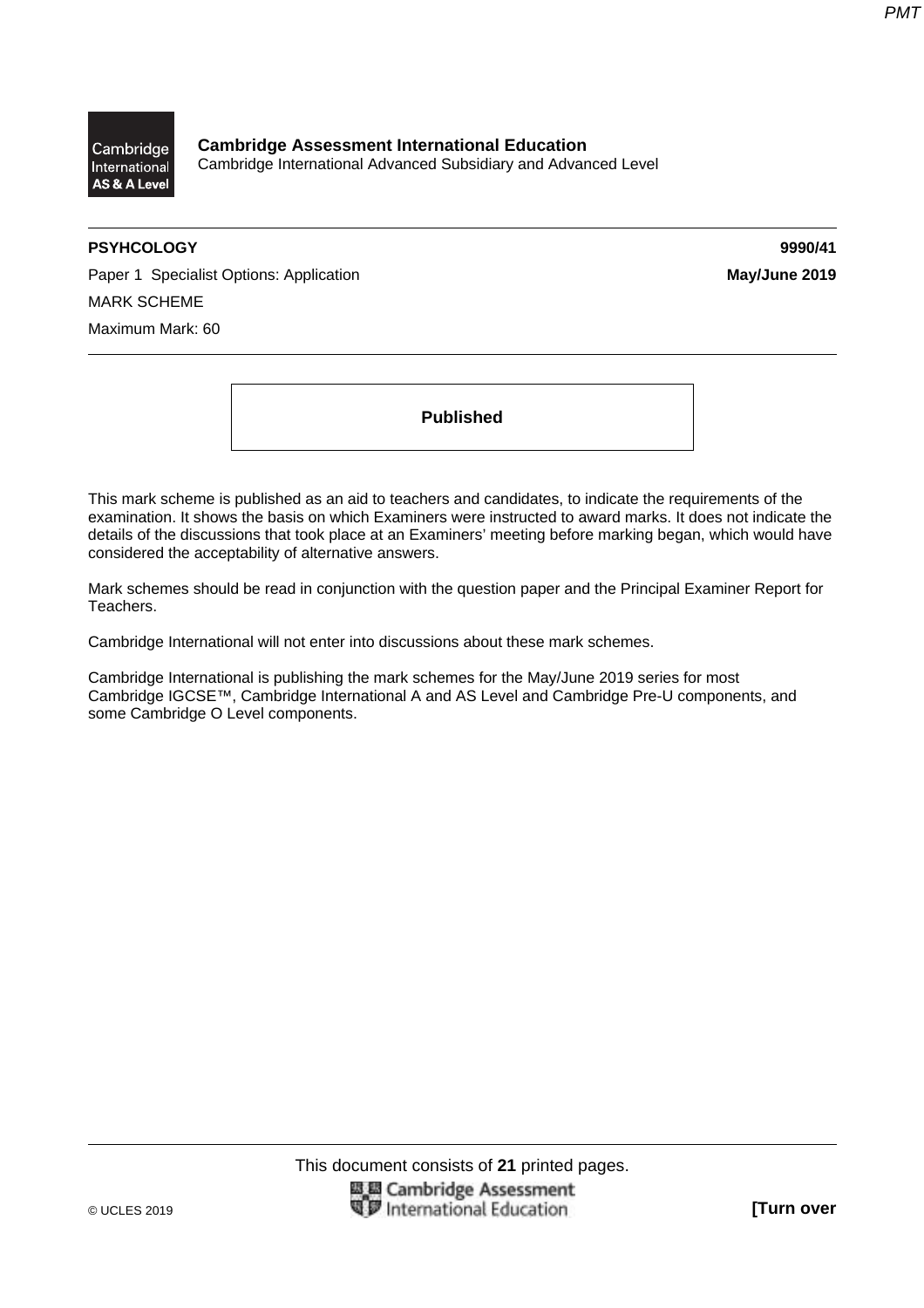**Cambridge Assessment International Education**
Cambridge International Advanced Subsidiary and Advanced Level

**PSYHCOLOGY** **9990/41**

Paper 1 Specialist Options: Application **May/June 2019**

MARK SCHEME

Maximum Mark: 60

**Published**

This mark scheme is published as an aid to teachers and candidates, to indicate the requirements of the examination. It shows the basis on which Examiners were instructed to award marks. It does not indicate the details of the discussions that took place at an Examiners' meeting before marking began, which would have considered the acceptability of alternative answers.

Mark schemes should be read in conjunction with the question paper and the Principal Examiner Report for Teachers.

Cambridge International will not enter into discussions about these mark schemes.

Cambridge International is publishing the mark schemes for the May/June 2019 series for most Cambridge IGCSE™, Cambridge International A and AS Level and Cambridge Pre-U components, and some Cambridge O Level components.

This document consists of **21** printed pages.

© UCLES 2019 **[Turn over**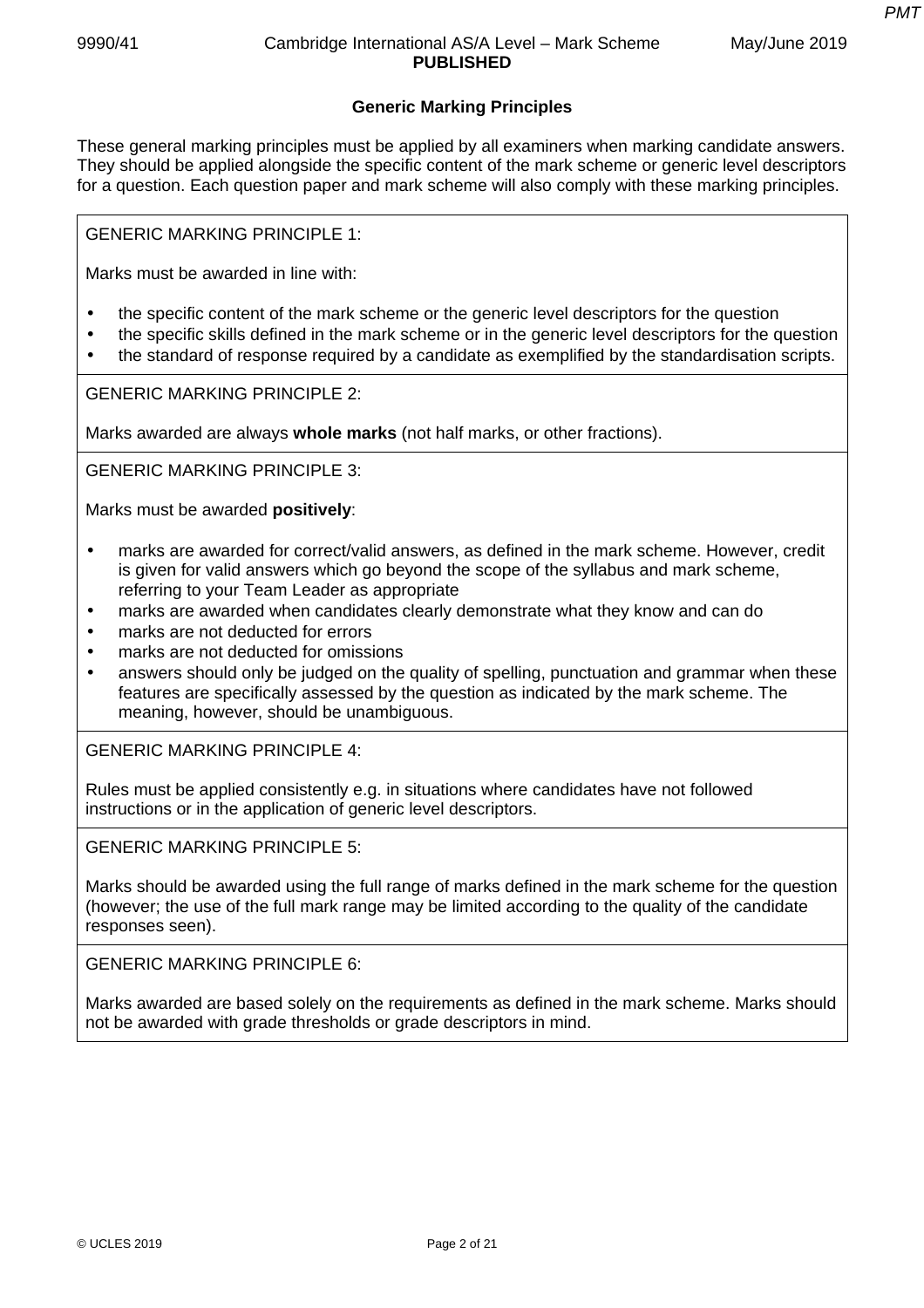## Generic Marking Principles

These general marking principles must be applied by all examiners when marking candidate answers. They should be applied alongside the specific content of the mark scheme or generic level descriptors for a question. Each question paper and mark scheme will also comply with these marking principles.

GENERIC MARKING PRINCIPLE 1:

Marks must be awarded in line with:

- the specific content of the mark scheme or the generic level descriptors for the question
- the specific skills defined in the mark scheme or in the generic level descriptors for the question
- the standard of response required by a candidate as exemplified by the standardisation scripts.

GENERIC MARKING PRINCIPLE 2:

Marks awarded are always **whole marks** (not half marks, or other fractions).

GENERIC MARKING PRINCIPLE 3:

Marks must be awarded **positively**:

- marks are awarded for correct/valid answers, as defined in the mark scheme. However, credit is given for valid answers which go beyond the scope of the syllabus and mark scheme, referring to your Team Leader as appropriate
- marks are awarded when candidates clearly demonstrate what they know and can do
- marks are not deducted for errors
- marks are not deducted for omissions
- answers should only be judged on the quality of spelling, punctuation and grammar when these features are specifically assessed by the question as indicated by the mark scheme. The meaning, however, should be unambiguous.

GENERIC MARKING PRINCIPLE 4:

Rules must be applied consistently e.g. in situations where candidates have not followed instructions or in the application of generic level descriptors.

GENERIC MARKING PRINCIPLE 5:

Marks should be awarded using the full range of marks defined in the mark scheme for the question (however; the use of the full mark range may be limited according to the quality of the candidate responses seen).

GENERIC MARKING PRINCIPLE 6:

Marks awarded are based solely on the requirements as defined in the mark scheme. Marks should not be awarded with grade thresholds or grade descriptors in mind.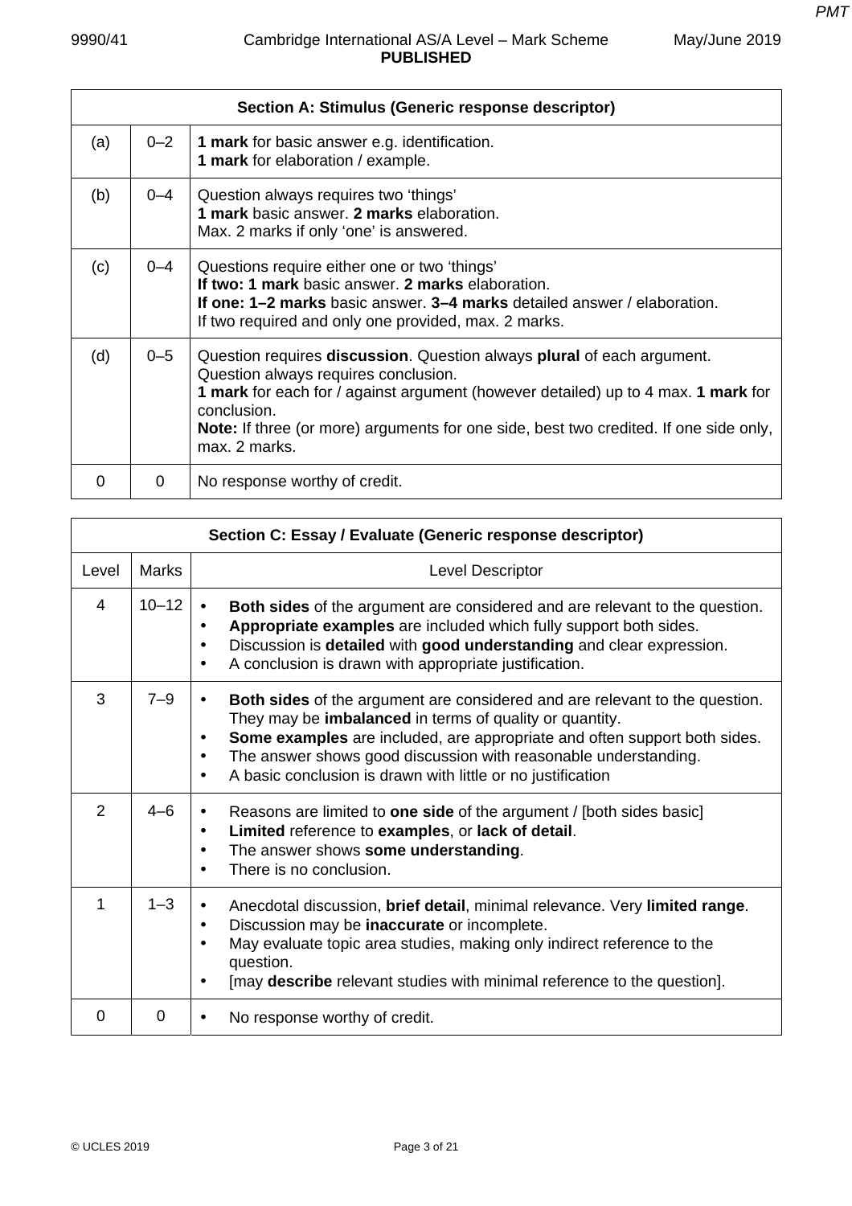| Section A: Stimulus (Generic response descriptor) | | |
|---|---|---|
| (a) | 0–2 | **1 mark** for basic answer e.g. identification.<br>**1 mark** for elaboration / example. |
| (b) | 0–4 | Question always requires two ‘things’<br>**1 mark** basic answer. **2 marks** elaboration.<br>Max. 2 marks if only ‘one’ is answered. |
| (c) | 0–4 | Questions require either one or two ‘things’<br>**If two: 1 mark** basic answer. **2 marks** elaboration.<br>**If one: 1–2 marks** basic answer. **3–4 marks** detailed answer / elaboration.<br>If two required and only one provided, max. 2 marks. |
| (d) | 0–5 | Question requires **discussion**. Question always **plural** of each argument.<br>Question always requires conclusion.<br>**1 mark** for each for / against argument (however detailed) up to 4 max. **1 mark** for conclusion.<br>**Note:** If three (or more) arguments for one side, best two credited. If one side only, max. 2 marks. |
| 0 | 0 | No response worthy of credit. |

| Section C: Essay / Evaluate (Generic response descriptor) | | |
|---|---|---|
| Level | Marks | Level Descriptor |
| 4 | 10–12 | • **Both sides** of the argument are considered and are relevant to the question.<br>• **Appropriate examples** are included which fully support both sides.<br>• Discussion is **detailed** with **good understanding** and clear expression.<br>• A conclusion is drawn with appropriate justification. |
| 3 | 7–9 | • **Both sides** of the argument are considered and are relevant to the question. They may be **imbalanced** in terms of quality or quantity.<br>• **Some examples** are included, are appropriate and often support both sides.<br>• The answer shows good discussion with reasonable understanding.<br>• A basic conclusion is drawn with little or no justification |
| 2 | 4–6 | • Reasons are limited to **one side** of the argument / [both sides basic]<br>• **Limited** reference to **examples**, or **lack of detail**.<br>• The answer shows **some understanding**.<br>• There is no conclusion. |
| 1 | 1–3 | • Anecdotal discussion, **brief detail**, minimal relevance. Very **limited range**.<br>• Discussion may be **inaccurate** or incomplete.<br>• May evaluate topic area studies, making only indirect reference to the question.<br>• [may **describe** relevant studies with minimal reference to the question]. |
| 0 | 0 | • No response worthy of credit. |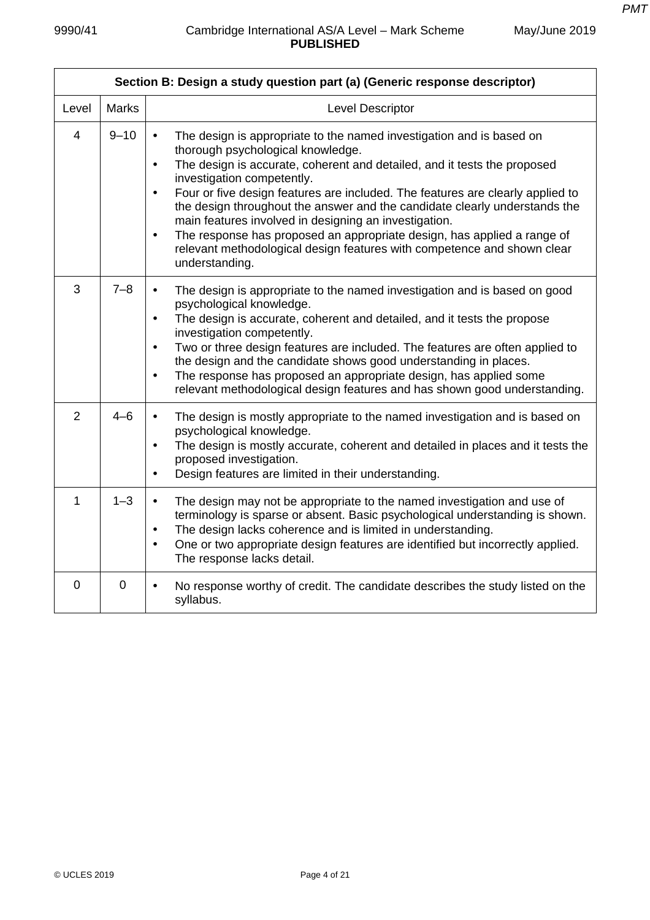| Section B: Design a study question part (a) (Generic response descriptor) | | |
|---|---|---|
| Level | Marks | Level Descriptor |
| 4 | 9–10 | • The design is appropriate to the named investigation and is based on thorough psychological knowledge.<br>• The design is accurate, coherent and detailed, and it tests the proposed investigation competently.<br>• Four or five design features are included. The features are clearly applied to the design throughout the answer and the candidate clearly understands the main features involved in designing an investigation.<br>• The response has proposed an appropriate design, has applied a range of relevant methodological design features with competence and shown clear understanding. |
| 3 | 7–8 | • The design is appropriate to the named investigation and is based on good psychological knowledge.<br>• The design is accurate, coherent and detailed, and it tests the propose investigation competently.<br>• Two or three design features are included. The features are often applied to the design and the candidate shows good understanding in places.<br>• The response has proposed an appropriate design, has applied some relevant methodological design features and has shown good understanding. |
| 2 | 4–6 | • The design is mostly appropriate to the named investigation and is based on psychological knowledge.<br>• The design is mostly accurate, coherent and detailed in places and it tests the proposed investigation.<br>• Design features are limited in their understanding. |
| 1 | 1–3 | • The design may not be appropriate to the named investigation and use of terminology is sparse or absent. Basic psychological understanding is shown.<br>• The design lacks coherence and is limited in understanding.<br>• One or two appropriate design features are identified but incorrectly applied. The response lacks detail. |
| 0 | 0 | • No response worthy of credit. The candidate describes the study listed on the syllabus. |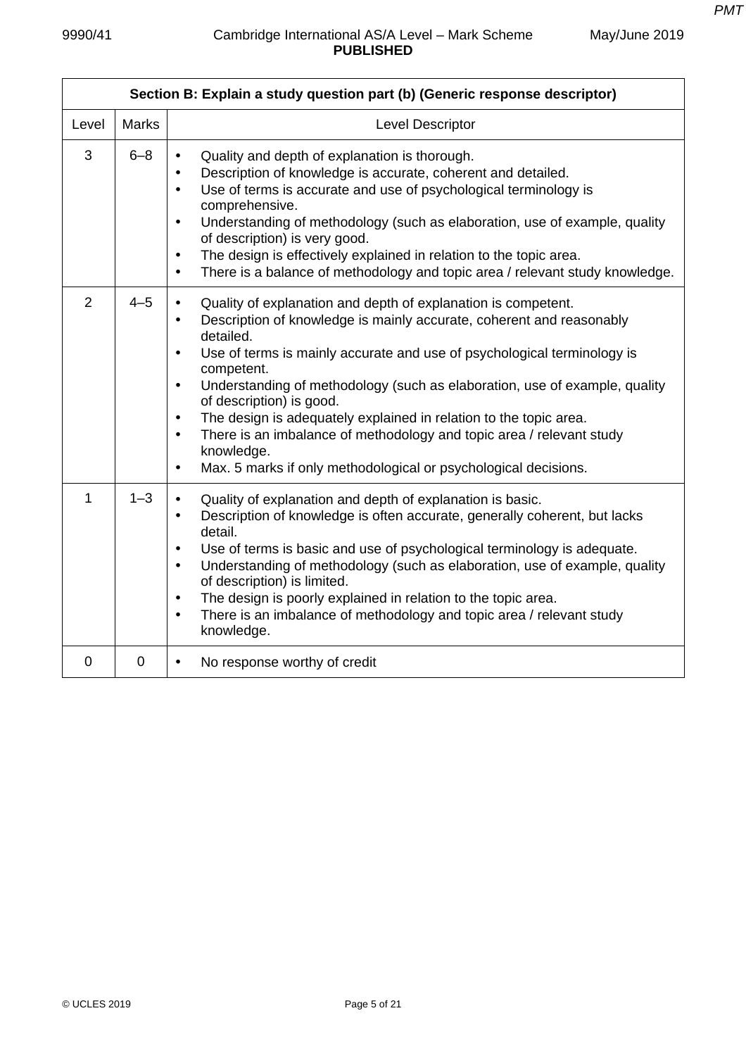| Section B: Explain a study question part (b) (Generic response descriptor) | | |
|---|---|---|
| Level | Marks | Level Descriptor |
| 3 | 6–8 | • Quality and depth of explanation is thorough.<br>• Description of knowledge is accurate, coherent and detailed.<br>• Use of terms is accurate and use of psychological terminology is comprehensive.<br>• Understanding of methodology (such as elaboration, use of example, quality of description) is very good.<br>• The design is effectively explained in relation to the topic area.<br>• There is a balance of methodology and topic area / relevant study knowledge. |
| 2 | 4–5 | • Quality of explanation and depth of explanation is competent.<br>• Description of knowledge is mainly accurate, coherent and reasonably detailed.<br>• Use of terms is mainly accurate and use of psychological terminology is competent.<br>• Understanding of methodology (such as elaboration, use of example, quality of description) is good.<br>• The design is adequately explained in relation to the topic area.<br>• There is an imbalance of methodology and topic area / relevant study knowledge.<br>• Max. 5 marks if only methodological or psychological decisions. |
| 1 | 1–3 | • Quality of explanation and depth of explanation is basic.<br>• Description of knowledge is often accurate, generally coherent, but lacks detail.<br>• Use of terms is basic and use of psychological terminology is adequate.<br>• Understanding of methodology (such as elaboration, use of example, quality of description) is limited.<br>• The design is poorly explained in relation to the topic area.<br>• There is an imbalance of methodology and topic area / relevant study knowledge. |
| 0 | 0 | • No response worthy of credit |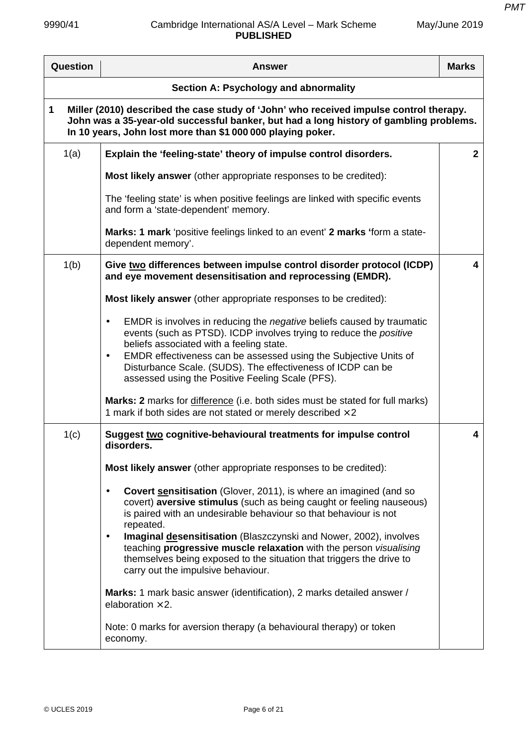| Question | Answer | Marks |
|---|---|---|
| | **Section A: Psychology and abnormality** | |
| **1** | **Miller (2010) described the case study of 'John' who received impulse control therapy. John was a 35-year-old successful banker, but had a long history of gambling problems. In 10 years, John lost more than $1 000 000 playing poker.** | |
| 1(a) | **Explain the 'feeling-state' theory of impulse control disorders.**<br><br>**Most likely answer** (other appropriate responses to be credited):<br><br>The 'feeling state' is when positive feelings are linked with specific events and form a 'state-dependent' memory.<br><br>**Marks: 1 mark** 'positive feelings linked to an event' **2 marks '**form a state-dependent memory'. | **2** |
| 1(b) | **Give <u>two</u> differences between impulse control disorder protocol (ICDP) and eye movement desensitisation and reprocessing (EMDR).**<br><br>**Most likely answer** (other appropriate responses to be credited):<br><br>• EMDR is involves in reducing the *negative* beliefs caused by traumatic events (such as PTSD). ICDP involves trying to reduce the *positive* beliefs associated with a feeling state.<br>• EMDR effectiveness can be assessed using the Subjective Units of Disturbance Scale. (SUDS). The effectiveness of ICDP can be assessed using the Positive Feeling Scale (PFS).<br><br>**Marks: 2** marks for <u>difference</u> (i.e. both sides must be stated for full marks) 1 mark if both sides are not stated or merely described ×2 | **4** |
| 1(c) | **Suggest <u>two</u> cognitive-behavioural treatments for impulse control disorders.**<br><br>**Most likely answer** (other appropriate responses to be credited):<br><br>• **Covert <u>se</u>nsitisation** (Glover, 2011), is where an imagined (and so covert) **aversive stimulus** (such as being caught or feeling nauseous) is paired with an undesirable behaviour so that behaviour is not repeated.<br>• **Imaginal <u>de</u>sensitisation** (Blaszczynski and Nower, 2002), involves teaching **progressive muscle relaxation** with the person *visualising* themselves being exposed to the situation that triggers the drive to carry out the impulsive behaviour.<br><br>**Marks:** 1 mark basic answer (identification), 2 marks detailed answer / elaboration ×2.<br><br>Note: 0 marks for aversion therapy (a behavioural therapy) or token economy. | **4** |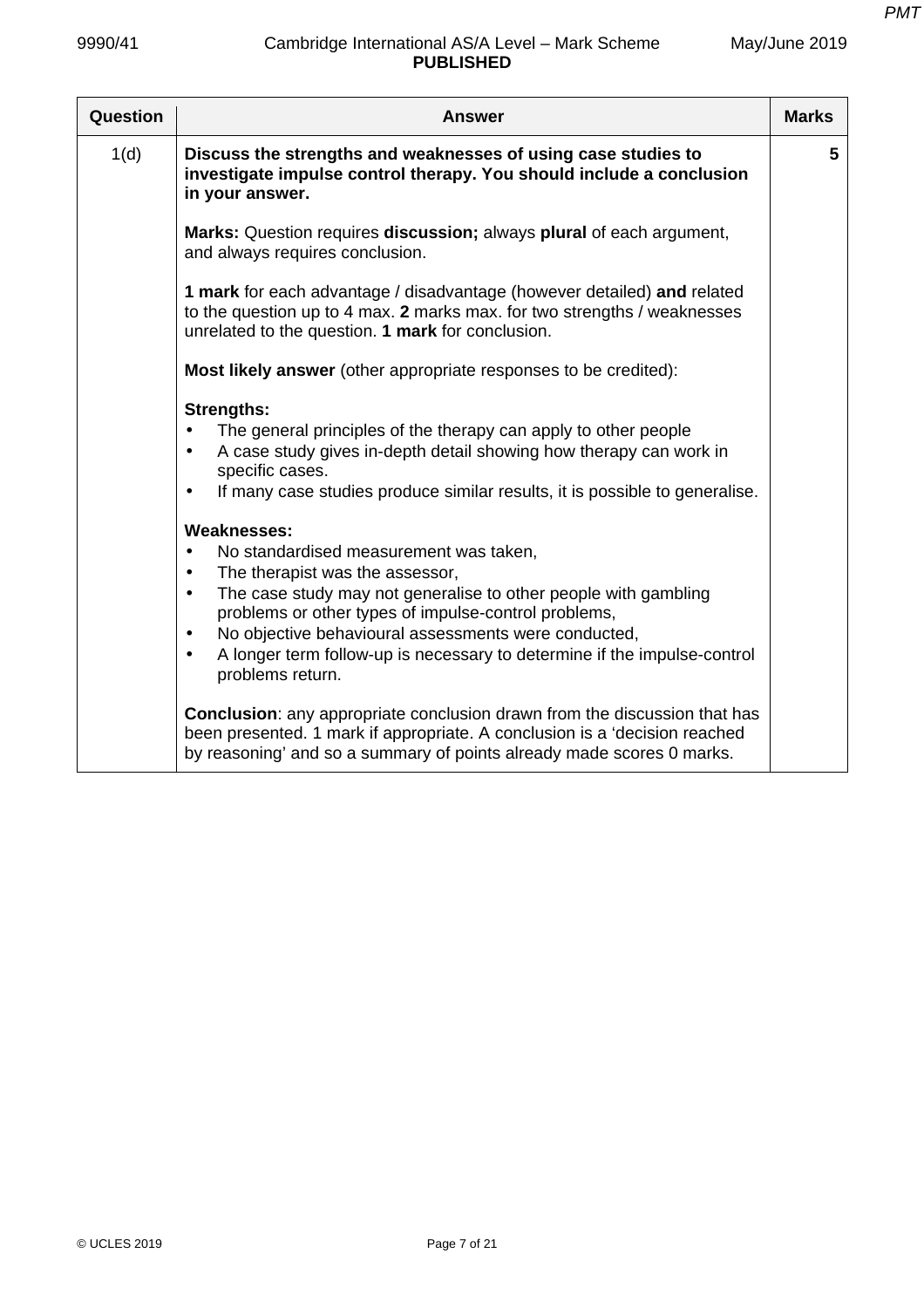| Question | Answer | Marks |
|---|---|---|
| 1(d) | **Discuss the strengths and weaknesses of using case studies to investigate impulse control therapy. You should include a conclusion in your answer.**<br><br>**Marks:** Question requires **discussion;** always **plural** of each argument, and always requires conclusion.<br><br>**1 mark** for each advantage / disadvantage (however detailed) **and** related to the question up to 4 max. **2** marks max. for two strengths / weaknesses unrelated to the question. **1 mark** for conclusion.<br><br>**Most likely answer** (other appropriate responses to be credited):<br><br>**Strengths:**<br>• The general principles of the therapy can apply to other people<br>• A case study gives in-depth detail showing how therapy can work in specific cases.<br>• If many case studies produce similar results, it is possible to generalise.<br><br>**Weaknesses:**<br>• No standardised measurement was taken,<br>• The therapist was the assessor,<br>• The case study may not generalise to other people with gambling problems or other types of impulse-control problems,<br>• No objective behavioural assessments were conducted,<br>• A longer term follow-up is necessary to determine if the impulse-control problems return.<br><br>**Conclusion**: any appropriate conclusion drawn from the discussion that has been presented. 1 mark if appropriate. A conclusion is a 'decision reached by reasoning' and so a summary of points already made scores 0 marks. | 5 |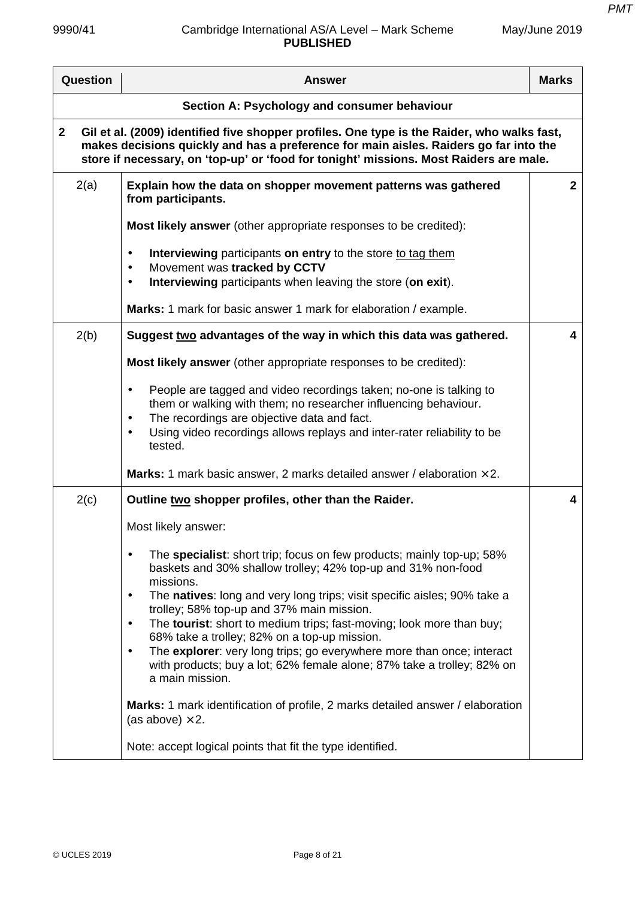| Question | Answer | Marks |
|---|---|---|
| | **Section A: Psychology and consumer behaviour** | |
| **2** | **Gil et al. (2009) identified five shopper profiles. One type is the Raider, who walks fast, makes decisions quickly and has a preference for main aisles. Raiders go far into the store if necessary, on 'top-up' or 'food for tonight' missions. Most Raiders are male.** | |
| 2(a) | **Explain how the data on shopper movement patterns was gathered from participants.**<br><br>**Most likely answer** (other appropriate responses to be credited):<br><br>• **Interviewing** participants **on entry** to the store <u>to tag them</u><br>• Movement was **tracked by CCTV**<br>• **Interviewing** participants when leaving the store (**on exit**).<br><br>**Marks:** 1 mark for basic answer 1 mark for elaboration / example. | **2** |
| 2(b) | **Suggest <u>two</u> advantages of the way in which this data was gathered.**<br><br>**Most likely answer** (other appropriate responses to be credited):<br><br>• People are tagged and video recordings taken; no-one is talking to them or walking with them; no researcher influencing behaviour.<br>• The recordings are objective data and fact.<br>• Using video recordings allows replays and inter-rater reliability to be tested.<br><br>**Marks:** 1 mark basic answer, 2 marks detailed answer / elaboration × 2. | **4** |
| 2(c) | **Outline <u>two</u> shopper profiles, other than the Raider.**<br><br>Most likely answer:<br><br>• The **specialist**: short trip; focus on few products; mainly top-up; 58% baskets and 30% shallow trolley; 42% top-up and 31% non-food missions.<br>• The **natives**: long and very long trips; visit specific aisles; 90% take a trolley; 58% top-up and 37% main mission.<br>• The **tourist**: short to medium trips; fast-moving; look more than buy; 68% take a trolley; 82% on a top-up mission.<br>• The **explorer**: very long trips; go everywhere more than once; interact with products; buy a lot; 62% female alone; 87% take a trolley; 82% on a main mission.<br><br>**Marks:** 1 mark identification of profile, 2 marks detailed answer / elaboration (as above) × 2.<br><br>Note: accept logical points that fit the type identified. | **4** |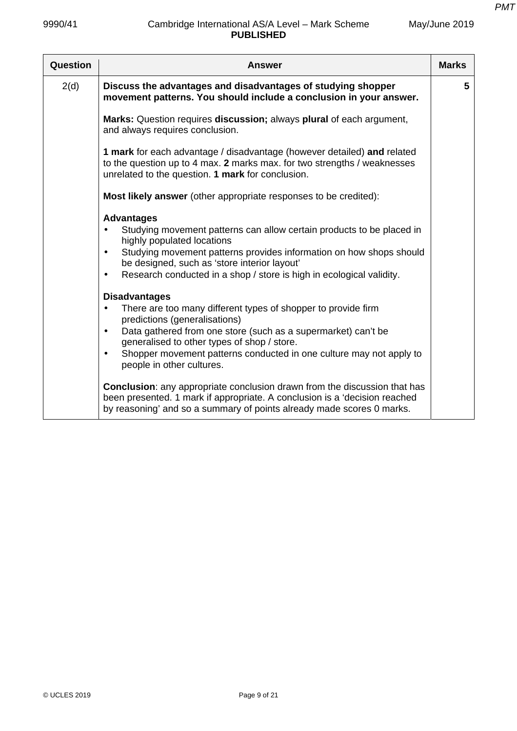| Question | Answer | Marks |
|---|---|---|
| 2(d) | **Discuss the advantages and disadvantages of studying shopper movement patterns. You should include a conclusion in your answer.**<br><br>**Marks:** Question requires **discussion;** always **plural** of each argument, and always requires conclusion.<br><br>**1 mark** for each advantage / disadvantage (however detailed) **and** related to the question up to 4 max. **2** marks max. for two strengths / weaknesses unrelated to the question. **1 mark** for conclusion.<br><br>**Most likely answer** (other appropriate responses to be credited):<br><br>**Advantages**<br>• Studying movement patterns can allow certain products to be placed in highly populated locations<br>• Studying movement patterns provides information on how shops should be designed, such as 'store interior layout'<br>• Research conducted in a shop / store is high in ecological validity.<br><br>**Disadvantages**<br>• There are too many different types of shopper to provide firm predictions (generalisations)<br>• Data gathered from one store (such as a supermarket) can't be generalised to other types of shop / store.<br>• Shopper movement patterns conducted in one culture may not apply to people in other cultures.<br><br>**Conclusion**: any appropriate conclusion drawn from the discussion that has been presented. 1 mark if appropriate. A conclusion is a 'decision reached by reasoning' and so a summary of points already made scores 0 marks. | 5 |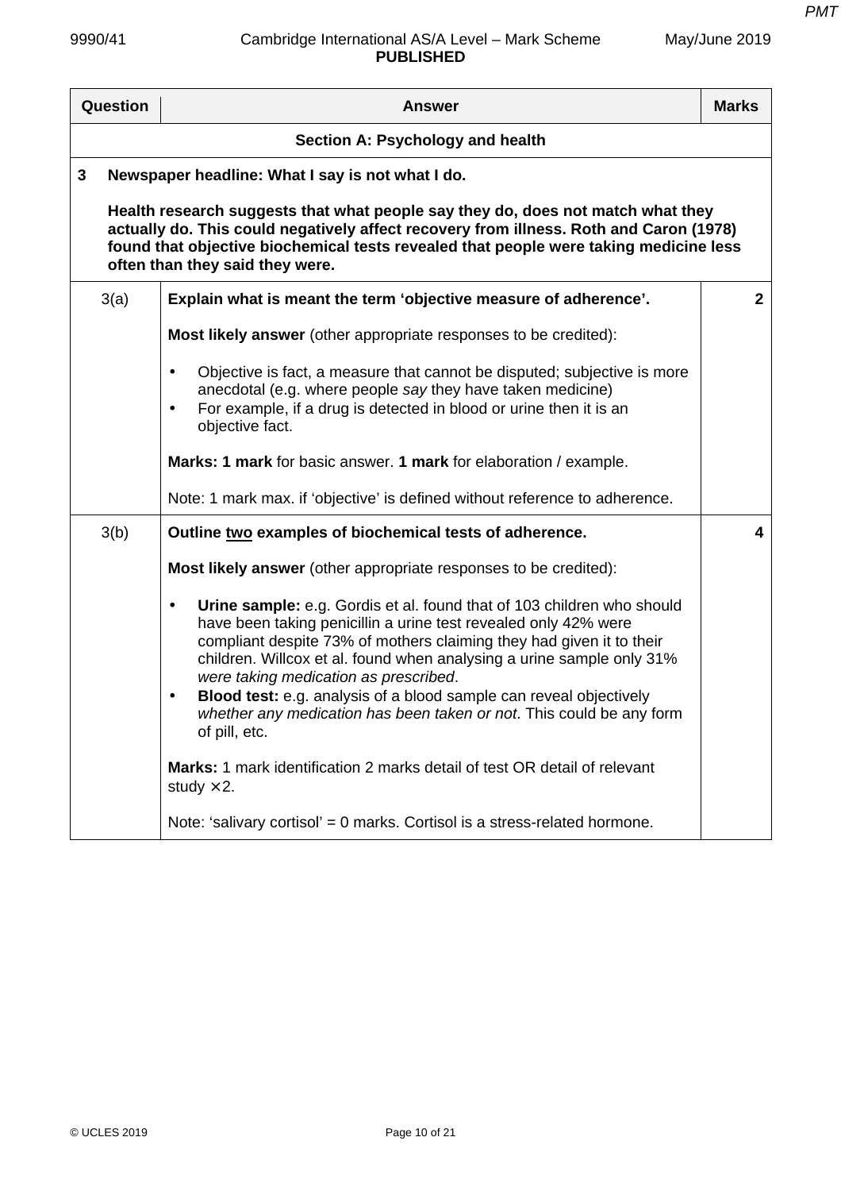| Question | Answer | Marks |
|---|---|---|
| | **Section A: Psychology and health** | |
| **3** | **Newspaper headline: What I say is not what I do.**<br><br>**Health research suggests that what people say they do, does not match what they actually do. This could negatively affect recovery from illness. Roth and Caron (1978) found that objective biochemical tests revealed that people were taking medicine less often than they said they were.** | |
| 3(a) | **Explain what is meant the term ‘objective measure of adherence’.**<br><br>**Most likely answer** (other appropriate responses to be credited):<br><br>• Objective is fact, a measure that cannot be disputed; subjective is more anecdotal (e.g. where people *say* they have taken medicine)<br>• For example, if a drug is detected in blood or urine then it is an objective fact.<br><br>**Marks: 1 mark** for basic answer. **1 mark** for elaboration / example.<br><br>Note: 1 mark max. if ‘objective’ is defined without reference to adherence. | **2** |
| 3(b) | **Outline two examples of biochemical tests of adherence.**<br><br>**Most likely answer** (other appropriate responses to be credited):<br><br>• **Urine sample:** e.g. Gordis et al. found that of 103 children who should have been taking penicillin a urine test revealed only 42% were compliant despite 73% of mothers claiming they had given it to their children. Willcox et al. found when analysing a urine sample only 31% *were taking medication as prescribed*.<br>• **Blood test:** e.g. analysis of a blood sample can reveal objectively *whether any medication has been taken or not*. This could be any form of pill, etc.<br><br>**Marks:** 1 mark identification 2 marks detail of test OR detail of relevant study × 2.<br><br>Note: ‘salivary cortisol’ = 0 marks. Cortisol is a stress-related hormone. | **4** |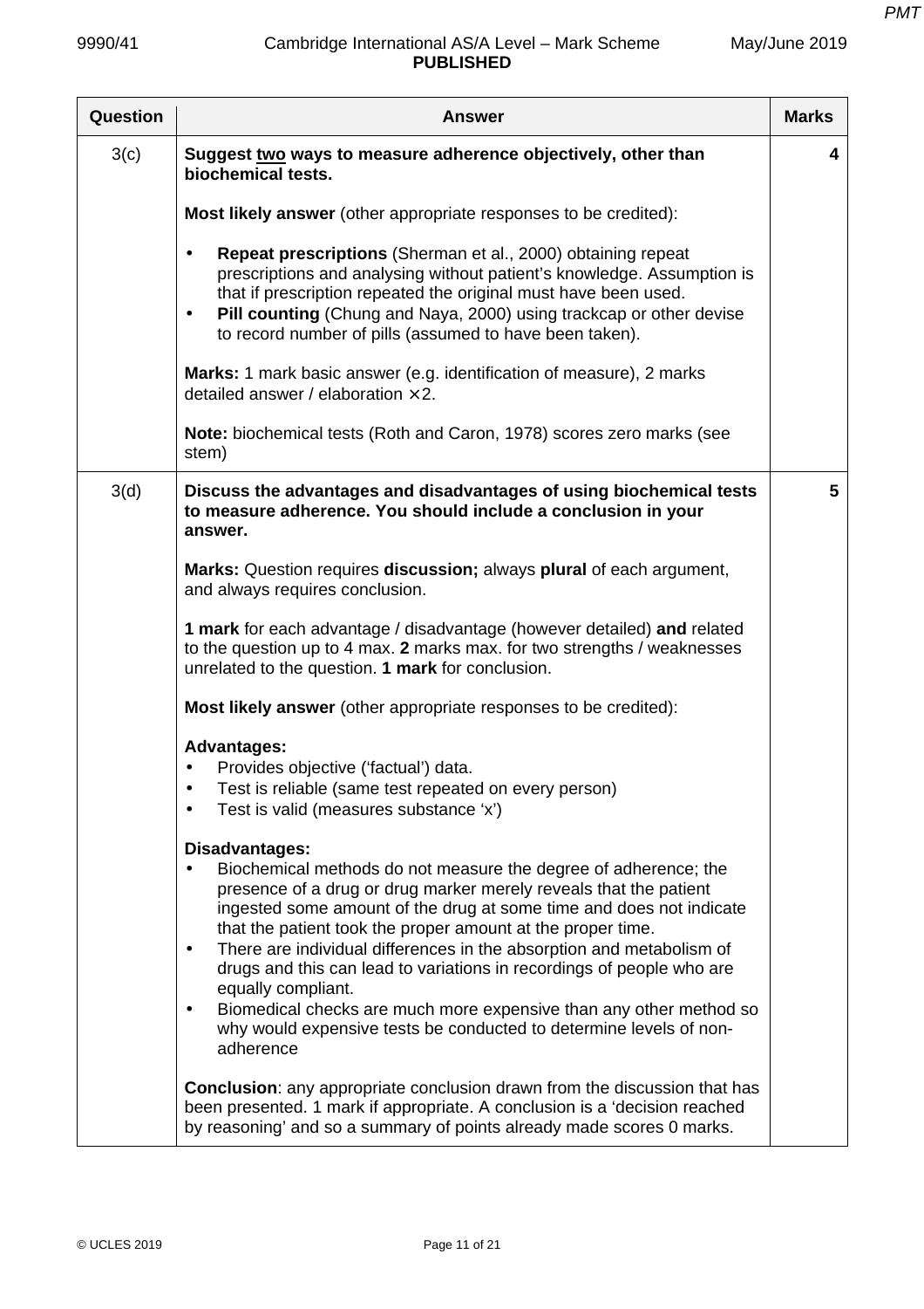| Question | Answer | Marks |
|---|---|---|
| 3(c) | **Suggest <u>two</u> ways to measure adherence objectively, other than biochemical tests.**<br><br>**Most likely answer** (other appropriate responses to be credited):<br><br>• **Repeat prescriptions** (Sherman et al., 2000) obtaining repeat prescriptions and analysing without patient's knowledge. Assumption is that if prescription repeated the original must have been used.<br>• **Pill counting** (Chung and Naya, 2000) using trackcap or other devise to record number of pills (assumed to have been taken).<br><br>**Marks:** 1 mark basic answer (e.g. identification of measure), 2 marks detailed answer / elaboration ×2.<br><br>**Note:** biochemical tests (Roth and Caron, 1978) scores zero marks (see stem) | 4 |
| 3(d) | **Discuss the advantages and disadvantages of using biochemical tests to measure adherence. You should include a conclusion in your answer.**<br><br>**Marks:** Question requires **discussion;** always **plural** of each argument, and always requires conclusion.<br><br>**1 mark** for each advantage / disadvantage (however detailed) **and** related to the question up to 4 max. **2** marks max. for two strengths / weaknesses unrelated to the question. **1 mark** for conclusion.<br><br>**Most likely answer** (other appropriate responses to be credited):<br><br>**Advantages:**<br>• Provides objective ('factual') data.<br>• Test is reliable (same test repeated on every person)<br>• Test is valid (measures substance 'x')<br><br>**Disadvantages:**<br>• Biochemical methods do not measure the degree of adherence; the presence of a drug or drug marker merely reveals that the patient ingested some amount of the drug at some time and does not indicate that the patient took the proper amount at the proper time.<br>• There are individual differences in the absorption and metabolism of drugs and this can lead to variations in recordings of people who are equally compliant.<br>• Biomedical checks are much more expensive than any other method so why would expensive tests be conducted to determine levels of non-adherence<br><br>**Conclusion**: any appropriate conclusion drawn from the discussion that has been presented. 1 mark if appropriate. A conclusion is a 'decision reached by reasoning' and so a summary of points already made scores 0 marks. | 5 |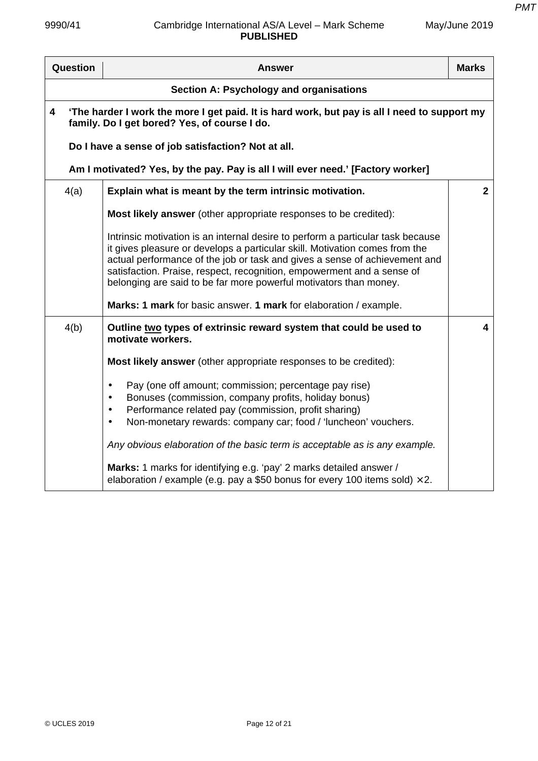| Question | Answer | Marks |
|---|---|---|
| | **Section A: Psychology and organisations** | |
| **4** | **'The harder I work the more I get paid. It is hard work, but pay is all I need to support my family. Do I get bored? Yes, of course I do.**<br><br>**Do I have a sense of job satisfaction? Not at all.**<br><br>**Am I motivated? Yes, by the pay. Pay is all I will ever need.' [Factory worker]** | |
| 4(a) | **Explain what is meant by the term intrinsic motivation.**<br><br>**Most likely answer** (other appropriate responses to be credited):<br><br>Intrinsic motivation is an internal desire to perform a particular task because it gives pleasure or develops a particular skill. Motivation comes from the actual performance of the job or task and gives a sense of achievement and satisfaction. Praise, respect, recognition, empowerment and a sense of belonging are said to be far more powerful motivators than money.<br><br>**Marks: 1 mark** for basic answer. **1 mark** for elaboration / example. | **2** |
| 4(b) | **Outline <u>two</u> types of extrinsic reward system that could be used to motivate workers.**<br><br>**Most likely answer** (other appropriate responses to be credited):<br><br>• Pay (one off amount; commission; percentage pay rise)<br>• Bonuses (commission, company profits, holiday bonus)<br>• Performance related pay (commission, profit sharing)<br>• Non-monetary rewards: company car; food / 'luncheon' vouchers.<br><br>*Any obvious elaboration of the basic term is acceptable as is any example.*<br><br>**Marks:** 1 marks for identifying e.g. 'pay' 2 marks detailed answer / elaboration / example (e.g. pay a $50 bonus for every 100 items sold) ×2. | **4** |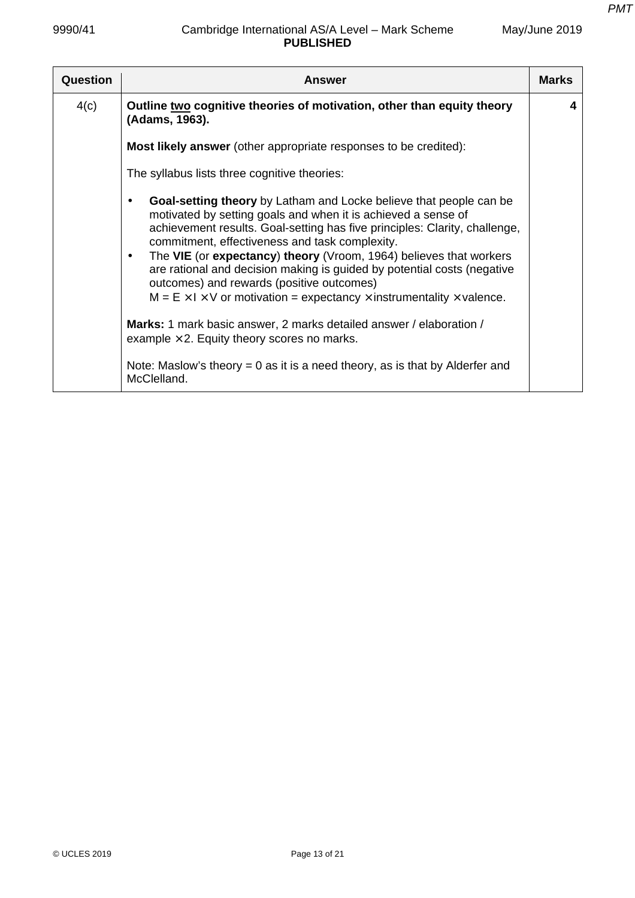| Question | Answer | Marks |
|---|---|---|
| 4(c) | **Outline <u>two</u> cognitive theories of motivation, other than equity theory (Adams, 1963).**<br><br>**Most likely answer** (other appropriate responses to be credited):<br><br>The syllabus lists three cognitive theories:<br><br>• **Goal-setting theory** by Latham and Locke believe that people can be motivated by setting goals and when it is achieved a sense of achievement results. Goal-setting has five principles: Clarity, challenge, commitment, effectiveness and task complexity.<br>• The **VIE** (or **expectancy**) **theory** (Vroom, 1964) believes that workers are rational and decision making is guided by potential costs (negative outcomes) and rewards (positive outcomes)<br>$M = E \times I \times V$ or motivation = expectancy × instrumentality × valence.<br><br>**Marks:** 1 mark basic answer, 2 marks detailed answer / elaboration / example × 2. Equity theory scores no marks.<br><br>Note: Maslow's theory = 0 as it is a need theory, as is that by Alderfer and McClelland. | 4 |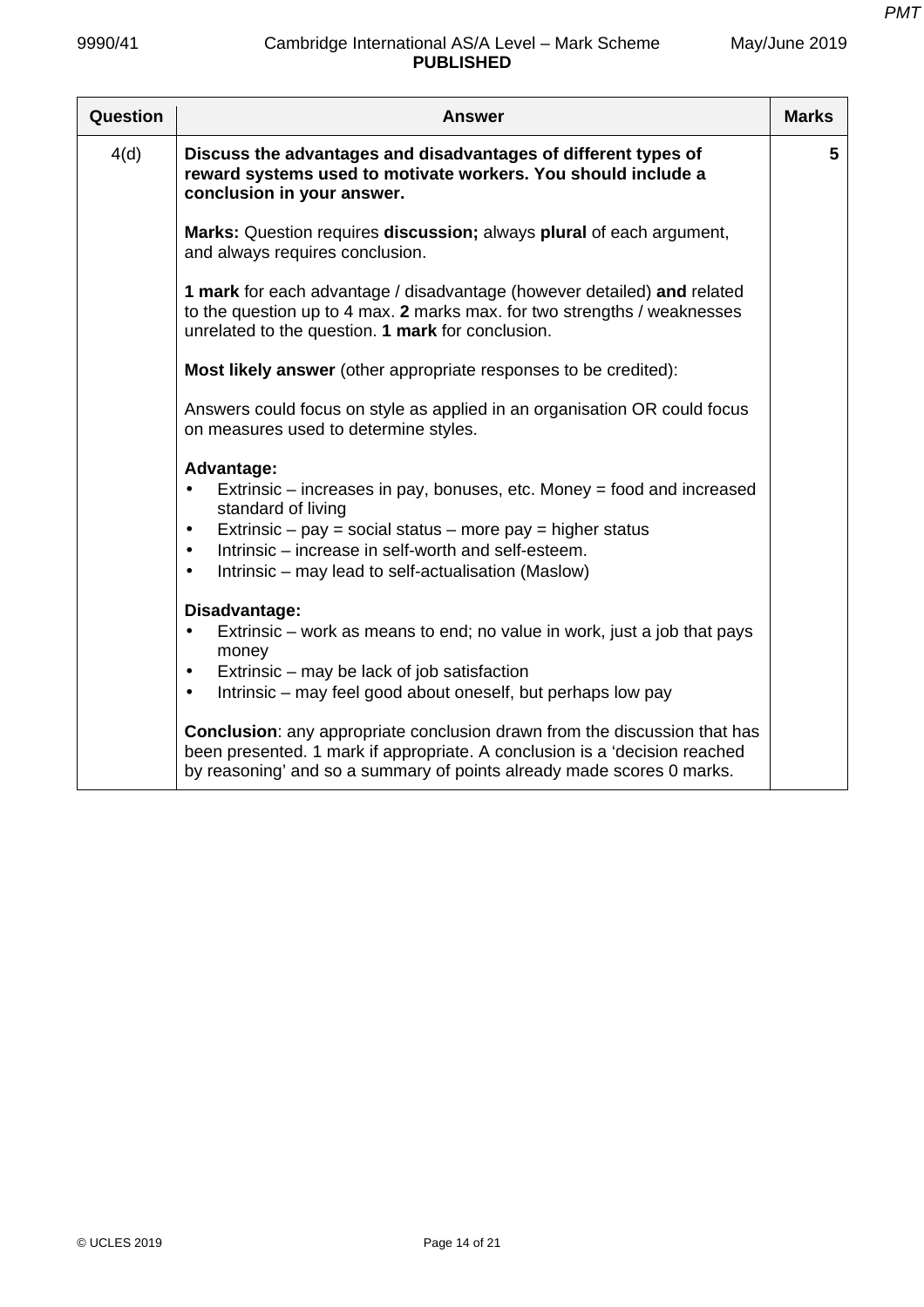| Question | Answer | Marks |
|---|---|---|
| 4(d) | **Discuss the advantages and disadvantages of different types of reward systems used to motivate workers. You should include a conclusion in your answer.**<br><br>**Marks:** Question requires **discussion;** always **plural** of each argument, and always requires conclusion.<br><br>**1 mark** for each advantage / disadvantage (however detailed) **and** related to the question up to 4 max. **2** marks max. for two strengths / weaknesses unrelated to the question. **1 mark** for conclusion.<br><br>**Most likely answer** (other appropriate responses to be credited):<br><br>Answers could focus on style as applied in an organisation OR could focus on measures used to determine styles.<br><br>**Advantage:**<br>• Extrinsic – increases in pay, bonuses, etc. Money = food and increased standard of living<br>• Extrinsic – pay = social status – more pay = higher status<br>• Intrinsic – increase in self-worth and self-esteem.<br>• Intrinsic – may lead to self-actualisation (Maslow)<br><br>**Disadvantage:**<br>• Extrinsic – work as means to end; no value in work, just a job that pays money<br>• Extrinsic – may be lack of job satisfaction<br>• Intrinsic – may feel good about oneself, but perhaps low pay<br><br>**Conclusion**: any appropriate conclusion drawn from the discussion that has been presented. 1 mark if appropriate. A conclusion is a 'decision reached by reasoning' and so a summary of points already made scores 0 marks. | 5 |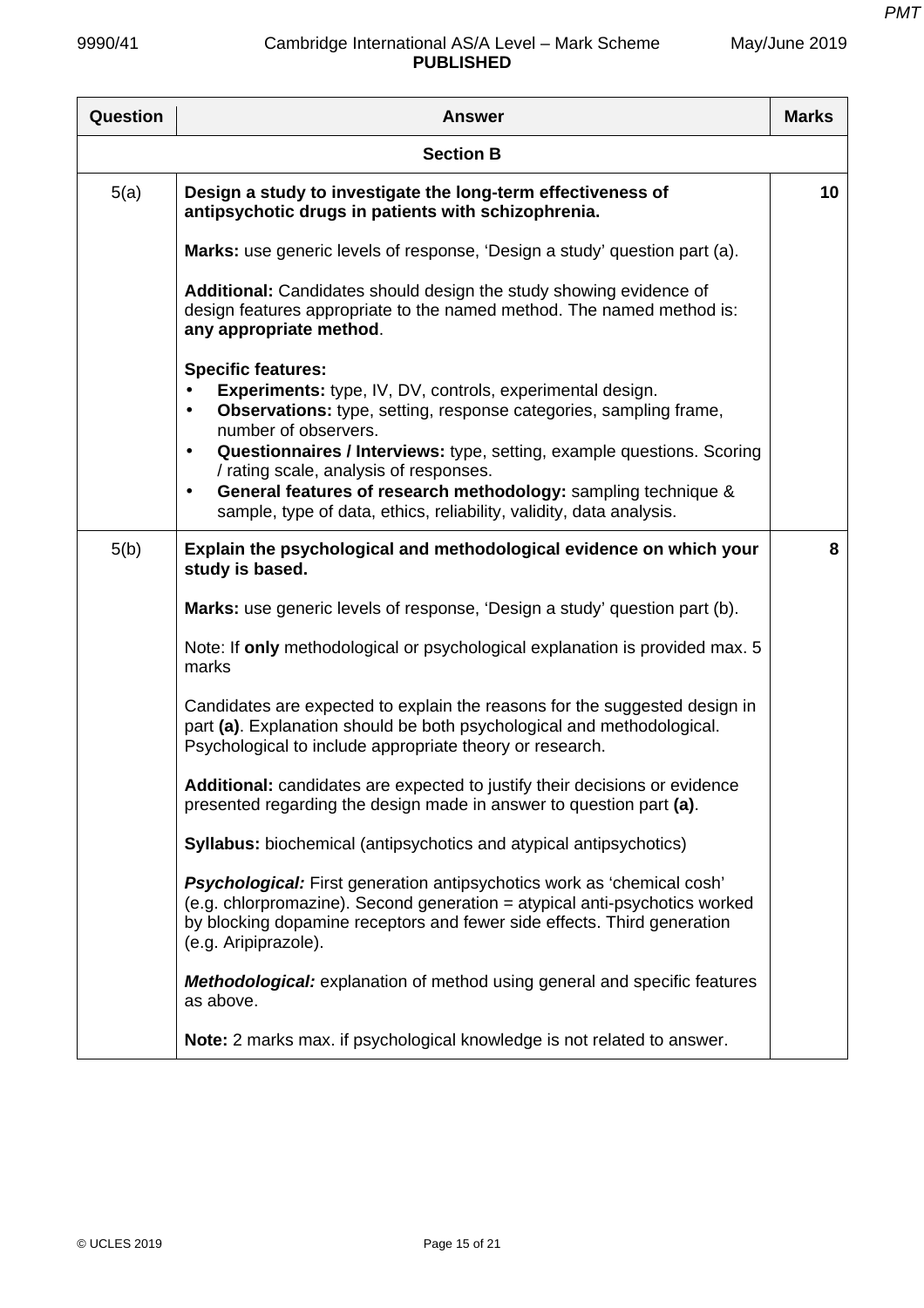| Question | Answer | Marks |
|---|---|---|
| | **Section B** | |
| 5(a) | **Design a study to investigate the long-term effectiveness of antipsychotic drugs in patients with schizophrenia.**<br><br>**Marks:** use generic levels of response, 'Design a study' question part (a).<br><br>**Additional:** Candidates should design the study showing evidence of design features appropriate to the named method. The named method is: **any appropriate method**.<br><br>**Specific features:**<br>• **Experiments:** type, IV, DV, controls, experimental design.<br>• **Observations:** type, setting, response categories, sampling frame, number of observers.<br>• **Questionnaires / Interviews:** type, setting, example questions. Scoring / rating scale, analysis of responses.<br>• **General features of research methodology:** sampling technique & sample, type of data, ethics, reliability, validity, data analysis. | 10 |
| 5(b) | **Explain the psychological and methodological evidence on which your study is based.**<br><br>**Marks:** use generic levels of response, 'Design a study' question part (b).<br><br>Note: If **only** methodological or psychological explanation is provided max. 5 marks<br><br>Candidates are expected to explain the reasons for the suggested design in part **(a)**. Explanation should be both psychological and methodological. Psychological to include appropriate theory or research.<br><br>**Additional:** candidates are expected to justify their decisions or evidence presented regarding the design made in answer to question part **(a)**.<br><br>**Syllabus:** biochemical (antipsychotics and atypical antipsychotics)<br><br>***Psychological:*** First generation antipsychotics work as 'chemical cosh' (e.g. chlorpromazine). Second generation = atypical anti-psychotics worked by blocking dopamine receptors and fewer side effects. Third generation (e.g. Aripiprazole).<br><br>***Methodological:*** explanation of method using general and specific features as above.<br><br>**Note:** 2 marks max. if psychological knowledge is not related to answer. | 8 |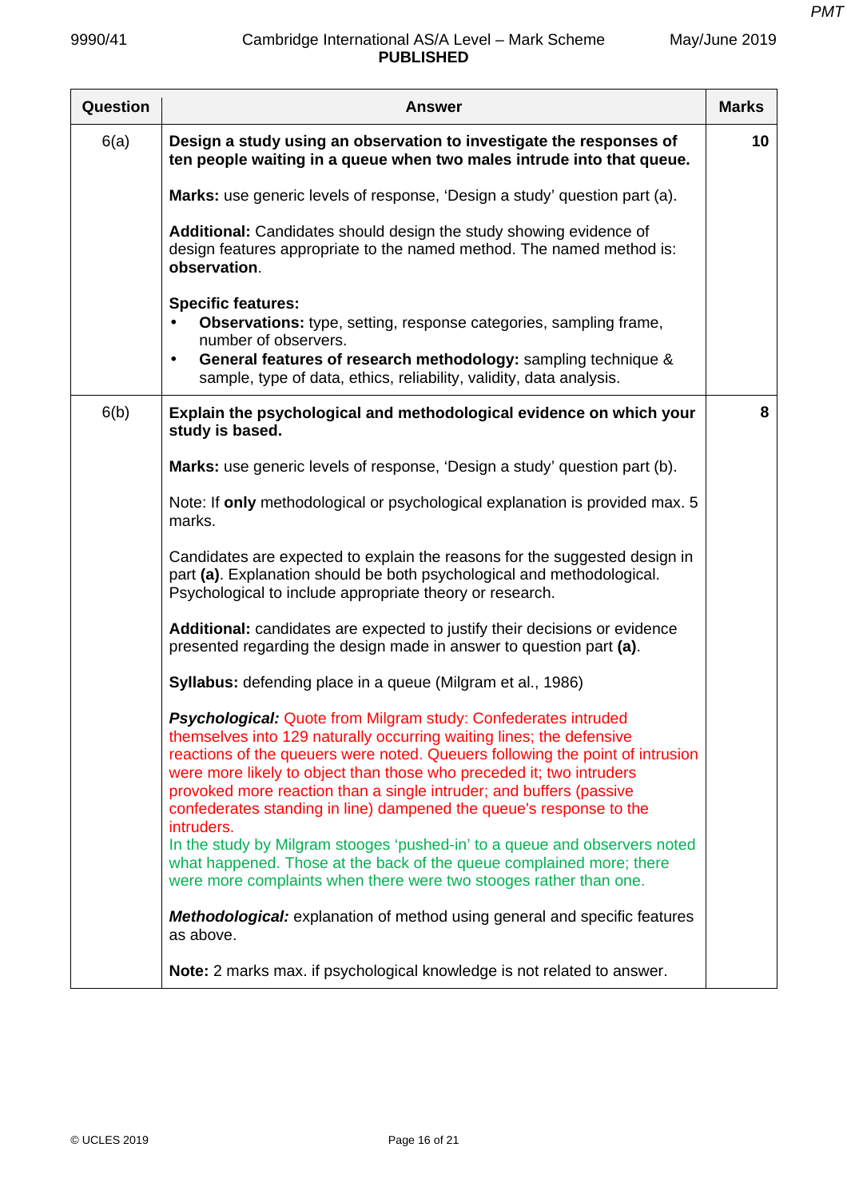| Question | Answer | Marks |
|---|---|---|
| 6(a) | **Design a study using an observation to investigate the responses of ten people waiting in a queue when two males intrude into that queue.**<br><br>**Marks:** use generic levels of response, 'Design a study' question part (a).<br><br>**Additional:** Candidates should design the study showing evidence of design features appropriate to the named method. The named method is: **observation**.<br><br>**Specific features:**<br>• **Observations:** type, setting, response categories, sampling frame, number of observers.<br>• **General features of research methodology:** sampling technique & sample, type of data, ethics, reliability, validity, data analysis. | 10 |
| 6(b) | **Explain the psychological and methodological evidence on which your study is based.**<br><br>**Marks:** use generic levels of response, 'Design a study' question part (b).<br><br>Note: If **only** methodological or psychological explanation is provided max. 5 marks.<br><br>Candidates are expected to explain the reasons for the suggested design in part **(a)**. Explanation should be both psychological and methodological. Psychological to include appropriate theory or research.<br><br>**Additional:** candidates are expected to justify their decisions or evidence presented regarding the design made in answer to question part **(a)**.<br><br>**Syllabus:** defending place in a queue (Milgram et al., 1986)<br><br>***Psychological:*** Quote from Milgram study: Confederates intruded themselves into 129 naturally occurring waiting lines; the defensive reactions of the queuers were noted. Queuers following the point of intrusion were more likely to object than those who preceded it; two intruders provoked more reaction than a single intruder; and buffers (passive confederates standing in line) dampened the queue's response to the intruders.<br>In the study by Milgram stooges 'pushed-in' to a queue and observers noted what happened. Those at the back of the queue complained more; there were more complaints when there were two stooges rather than one.<br><br>***Methodological:*** explanation of method using general and specific features as above.<br><br>**Note:** 2 marks max. if psychological knowledge is not related to answer. | 8 |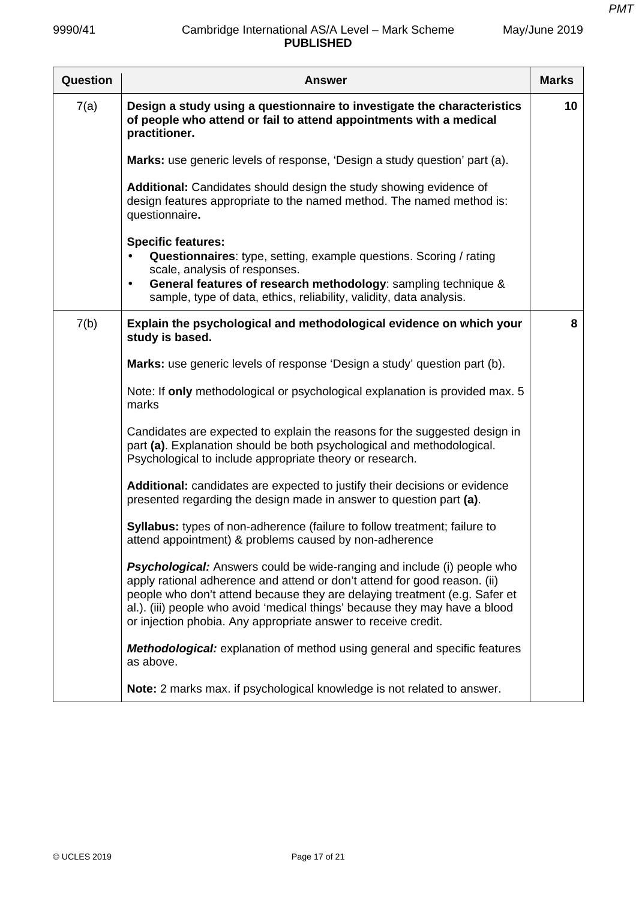| Question | Answer | Marks |
|---|---|---|
| 7(a) | **Design a study using a questionnaire to investigate the characteristics of people who attend or fail to attend appointments with a medical practitioner.**<br><br>**Marks:** use generic levels of response, 'Design a study question' part (a).<br><br>**Additional:** Candidates should design the study showing evidence of design features appropriate to the named method. The named method is: questionnaire**.**<br><br>**Specific features:**<br>• **Questionnaires**: type, setting, example questions. Scoring / rating scale, analysis of responses.<br>• **General features of research methodology**: sampling technique & sample, type of data, ethics, reliability, validity, data analysis. | 10 |
| 7(b) | **Explain the psychological and methodological evidence on which your study is based.**<br><br>**Marks:** use generic levels of response 'Design a study' question part (b).<br><br>Note: If **only** methodological or psychological explanation is provided max. 5 marks<br><br>Candidates are expected to explain the reasons for the suggested design in part **(a)**. Explanation should be both psychological and methodological. Psychological to include appropriate theory or research.<br><br>**Additional:** candidates are expected to justify their decisions or evidence presented regarding the design made in answer to question part **(a)**.<br><br>**Syllabus:** types of non-adherence (failure to follow treatment; failure to attend appointment) & problems caused by non-adherence<br><br>***Psychological:*** Answers could be wide-ranging and include (i) people who apply rational adherence and attend or don't attend for good reason. (ii) people who don't attend because they are delaying treatment (e.g. Safer et al.). (iii) people who avoid 'medical things' because they may have a blood or injection phobia. Any appropriate answer to receive credit.<br><br>***Methodological:*** explanation of method using general and specific features as above.<br><br>**Note:** 2 marks max. if psychological knowledge is not related to answer. | 8 |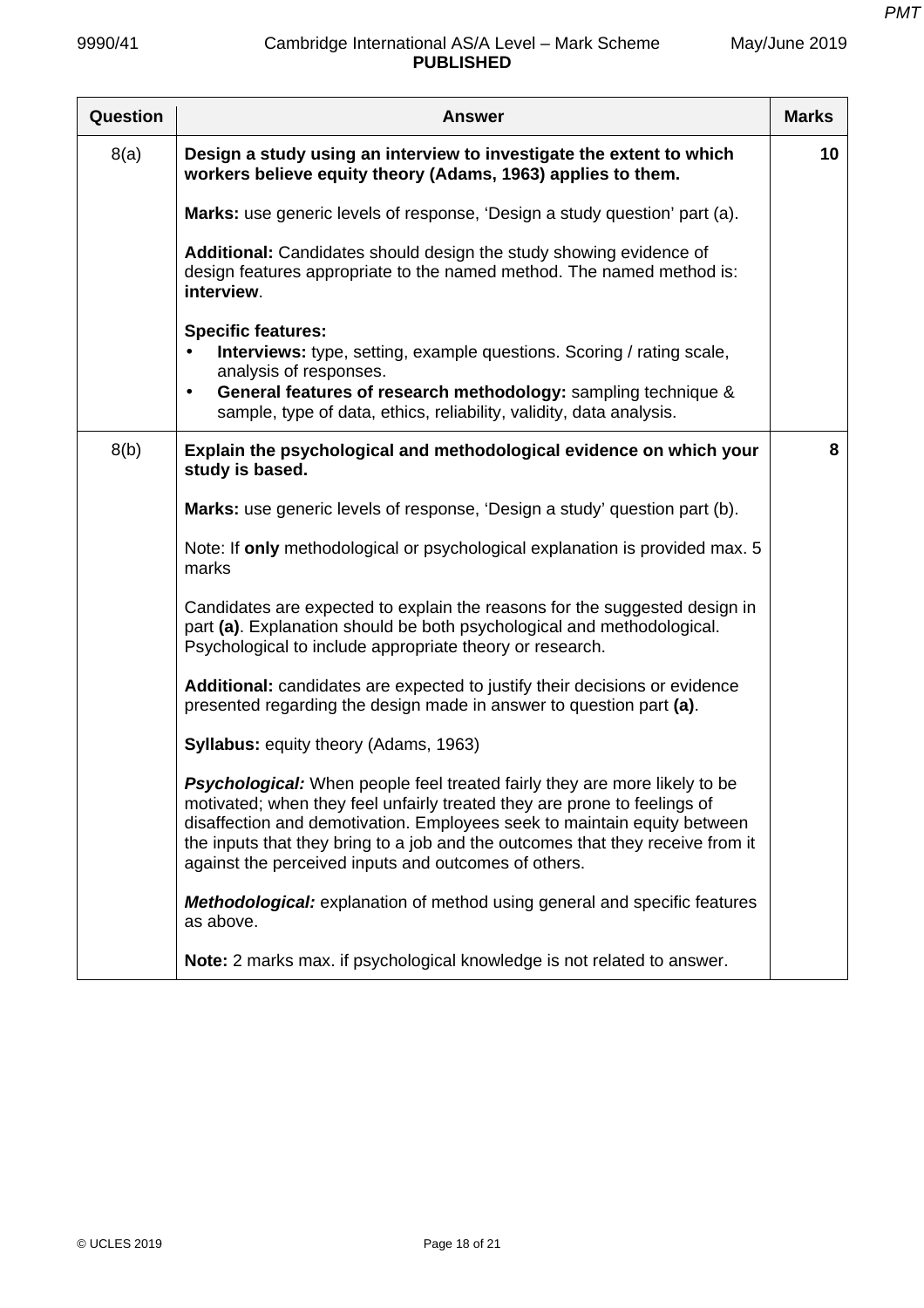| Question | Answer | Marks |
|---|---|---|
| 8(a) | **Design a study using an interview to investigate the extent to which workers believe equity theory (Adams, 1963) applies to them.**<br><br>**Marks:** use generic levels of response, 'Design a study question' part (a).<br><br>**Additional:** Candidates should design the study showing evidence of design features appropriate to the named method. The named method is: **interview**.<br><br>**Specific features:**<br>• **Interviews:** type, setting, example questions. Scoring / rating scale, analysis of responses.<br>• **General features of research methodology:** sampling technique & sample, type of data, ethics, reliability, validity, data analysis. | 10 |
| 8(b) | **Explain the psychological and methodological evidence on which your study is based.**<br><br>**Marks:** use generic levels of response, 'Design a study' question part (b).<br><br>Note: If **only** methodological or psychological explanation is provided max. 5 marks<br><br>Candidates are expected to explain the reasons for the suggested design in part **(a)**. Explanation should be both psychological and methodological. Psychological to include appropriate theory or research.<br><br>**Additional:** candidates are expected to justify their decisions or evidence presented regarding the design made in answer to question part **(a)**.<br><br>**Syllabus:** equity theory (Adams, 1963)<br><br>***Psychological:*** When people feel treated fairly they are more likely to be motivated; when they feel unfairly treated they are prone to feelings of disaffection and demotivation. Employees seek to maintain equity between the inputs that they bring to a job and the outcomes that they receive from it against the perceived inputs and outcomes of others.<br><br>***Methodological:*** explanation of method using general and specific features as above.<br><br>**Note:** 2 marks max. if psychological knowledge is not related to answer. | 8 |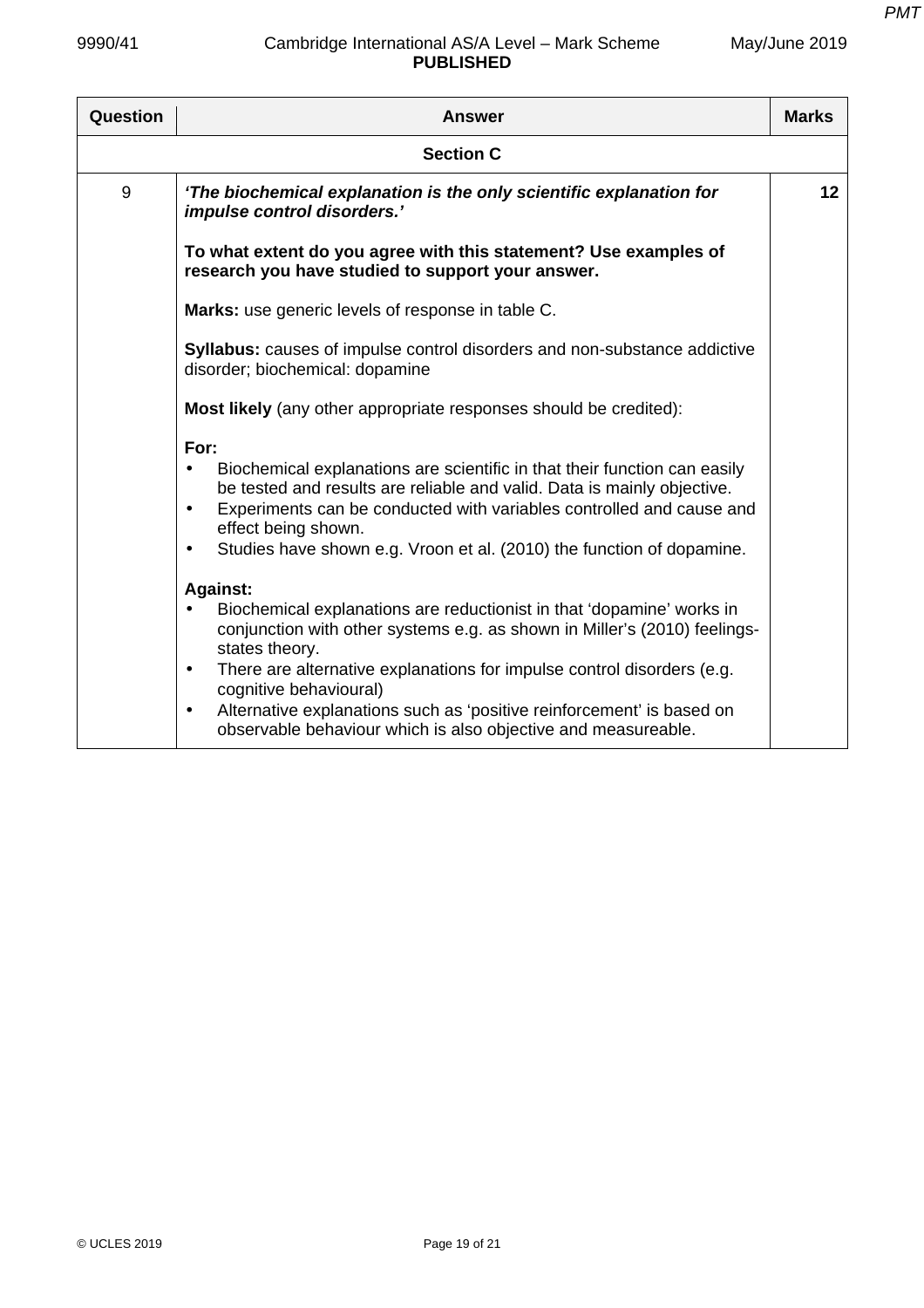| Question | Answer | Marks |
|---|---|---|
| | **Section C** | |
| 9 | ***'The biochemical explanation is the only scientific explanation for impulse control disorders.'***<br><br>**To what extent do you agree with this statement? Use examples of research you have studied to support your answer.**<br><br>**Marks:** use generic levels of response in table C.<br><br>**Syllabus:** causes of impulse control disorders and non-substance addictive disorder; biochemical: dopamine<br><br>**Most likely** (any other appropriate responses should be credited):<br><br>**For:**<br>• Biochemical explanations are scientific in that their function can easily be tested and results are reliable and valid. Data is mainly objective.<br>• Experiments can be conducted with variables controlled and cause and effect being shown.<br>• Studies have shown e.g. Vroon et al. (2010) the function of dopamine.<br><br>**Against:**<br>• Biochemical explanations are reductionist in that 'dopamine' works in conjunction with other systems e.g. as shown in Miller's (2010) feelings-states theory.<br>• There are alternative explanations for impulse control disorders (e.g. cognitive behavioural)<br>• Alternative explanations such as 'positive reinforcement' is based on observable behaviour which is also objective and measureable. | **12** |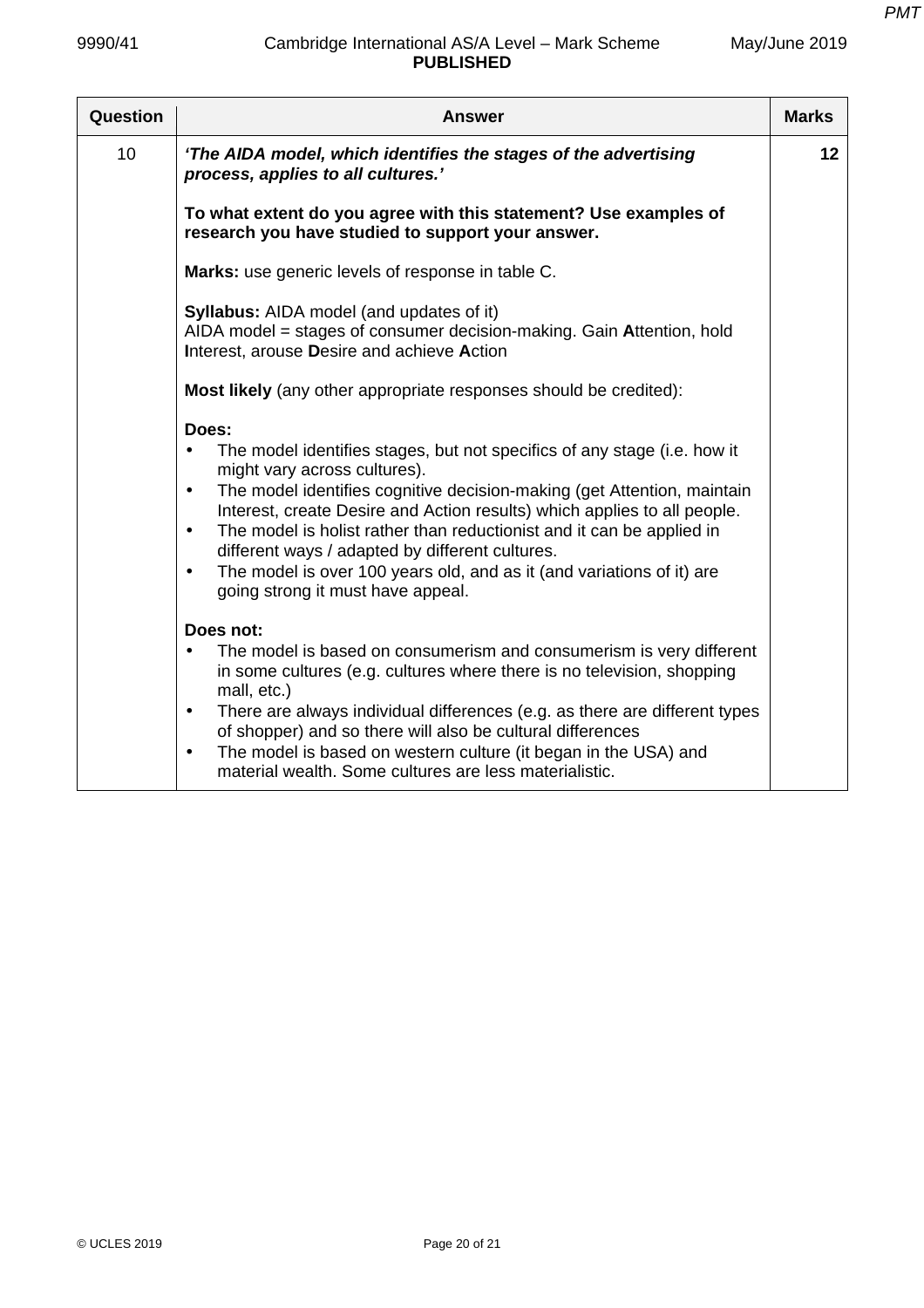| Question | Answer | Marks |
|---|---|---|
| 10 | ***'The AIDA model, which identifies the stages of the advertising process, applies to all cultures.'***<br><br>**To what extent do you agree with this statement? Use examples of research you have studied to support your answer.**<br><br>**Marks:** use generic levels of response in table C.<br><br>**Syllabus:** AIDA model (and updates of it)<br>AIDA model = stages of consumer decision-making. Gain **A**ttention, hold **I**nterest, arouse **D**esire and achieve **A**ction<br><br>**Most likely** (any other appropriate responses should be credited):<br><br>**Does:**<br>• The model identifies stages, but not specifics of any stage (i.e. how it might vary across cultures).<br>• The model identifies cognitive decision-making (get Attention, maintain Interest, create Desire and Action results) which applies to all people.<br>• The model is holist rather than reductionist and it can be applied in different ways / adapted by different cultures.<br>• The model is over 100 years old, and as it (and variations of it) are going strong it must have appeal.<br><br>**Does not:**<br>• The model is based on consumerism and consumerism is very different in some cultures (e.g. cultures where there is no television, shopping mall, etc.)<br>• There are always individual differences (e.g. as there are different types of shopper) and so there will also be cultural differences<br>• The model is based on western culture (it began in the USA) and material wealth. Some cultures are less materialistic. | 12 |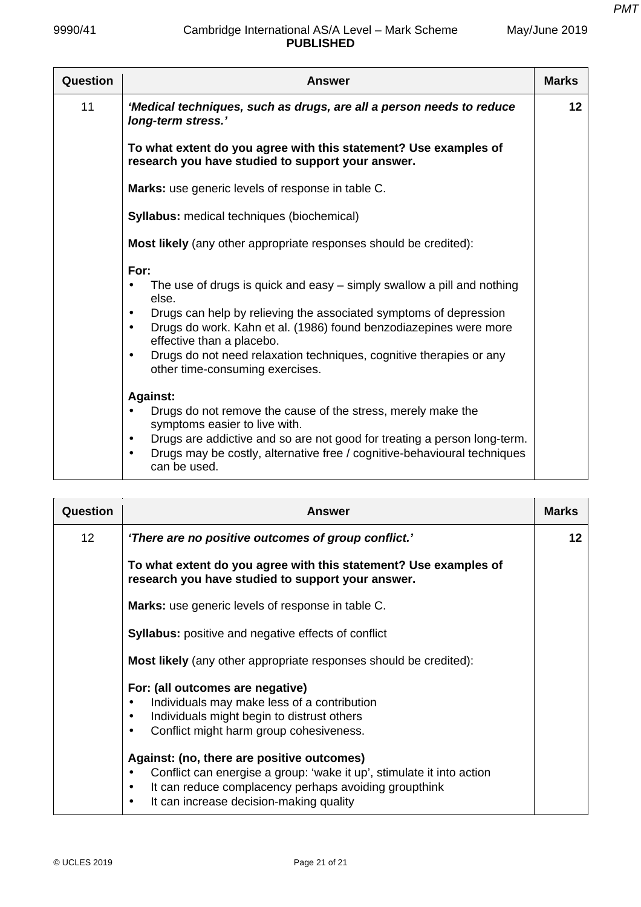| Question | Answer | Marks |
|---|---|---|
| 11 | ***'Medical techniques, such as drugs, are all a person needs to reduce long-term stress.'***<br><br>**To what extent do you agree with this statement? Use examples of research you have studied to support your answer.**<br><br>**Marks:** use generic levels of response in table C.<br><br>**Syllabus:** medical techniques (biochemical)<br><br>**Most likely** (any other appropriate responses should be credited):<br><br>**For:**<br>• The use of drugs is quick and easy – simply swallow a pill and nothing else.<br>• Drugs can help by relieving the associated symptoms of depression<br>• Drugs do work. Kahn et al. (1986) found benzodiazepines were more effective than a placebo.<br>• Drugs do not need relaxation techniques, cognitive therapies or any other time-consuming exercises.<br><br>**Against:**<br>• Drugs do not remove the cause of the stress, merely make the symptoms easier to live with.<br>• Drugs are addictive and so are not good for treating a person long-term.<br>• Drugs may be costly, alternative free / cognitive-behavioural techniques can be used. | 12 |

| Question | Answer | Marks |
|---|---|---|
| 12 | ***'There are no positive outcomes of group conflict.'***<br><br>**To what extent do you agree with this statement? Use examples of research you have studied to support your answer.**<br><br>**Marks:** use generic levels of response in table C.<br><br>**Syllabus:** positive and negative effects of conflict<br><br>**Most likely** (any other appropriate responses should be credited):<br><br>**For: (all outcomes are negative)**<br>• Individuals may make less of a contribution<br>• Individuals might begin to distrust others<br>• Conflict might harm group cohesiveness.<br><br>**Against: (no, there are positive outcomes)**<br>• Conflict can energise a group: 'wake it up', stimulate it into action<br>• It can reduce complacency perhaps avoiding groupthink<br>• It can increase decision-making quality | 12 |